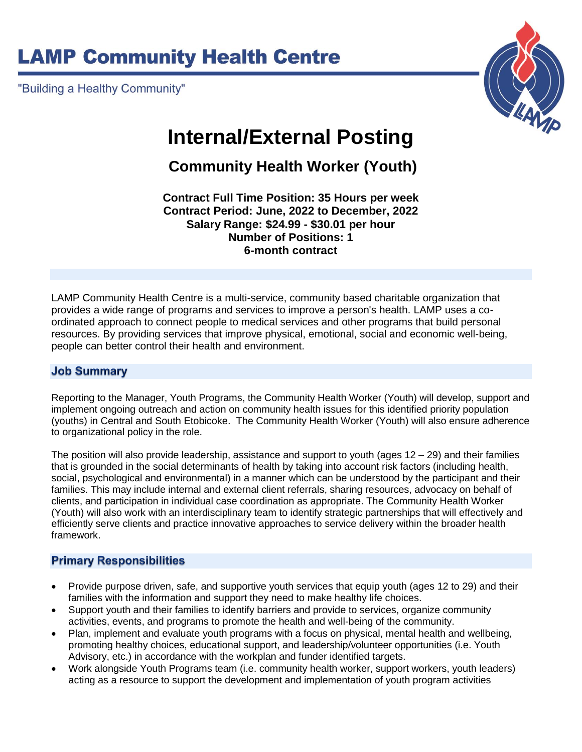# LAMP Community Health Centre

"Building a Healthy Community"

# Internal/External Posting

## Community Health Worker (Youth)

**Contract Full Time Position: 35 Hours per week**
**Contract Period: June, 2022 to December, 2022**
**Salary Range: $24.99 - $30.01 per hour**
**Number of Positions: 1**
**6-month contract**

LAMP Community Health Centre is a multi-service, community based charitable organization that provides a wide range of programs and services to improve a person's health. LAMP uses a co-ordinated approach to connect people to medical services and other programs that build personal resources. By providing services that improve physical, emotional, social and economic well-being, people can better control their health and environment.

## Job Summary

Reporting to the Manager, Youth Programs, the Community Health Worker (Youth) will develop, support and implement ongoing outreach and action on community health issues for this identified priority population (youths) in Central and South Etobicoke. The Community Health Worker (Youth) will also ensure adherence to organizational policy in the role.

The position will also provide leadership, assistance and support to youth (ages 12 – 29) and their families that is grounded in the social determinants of health by taking into account risk factors (including health, social, psychological and environmental) in a manner which can be understood by the participant and their families. This may include internal and external client referrals, sharing resources, advocacy on behalf of clients, and participation in individual case coordination as appropriate. The Community Health Worker (Youth) will also work with an interdisciplinary team to identify strategic partnerships that will effectively and efficiently serve clients and practice innovative approaches to service delivery within the broader health framework.

## Primary Responsibilities

- Provide purpose driven, safe, and supportive youth services that equip youth (ages 12 to 29) and their families with the information and support they need to make healthy life choices.
- Support youth and their families to identify barriers and provide to services, organize community activities, events, and programs to promote the health and well-being of the community.
- Plan, implement and evaluate youth programs with a focus on physical, mental health and wellbeing, promoting healthy choices, educational support, and leadership/volunteer opportunities (i.e. Youth Advisory, etc.) in accordance with the workplan and funder identified targets.
- Work alongside Youth Programs team (i.e. community health worker, support workers, youth leaders) acting as a resource to support the development and implementation of youth program activities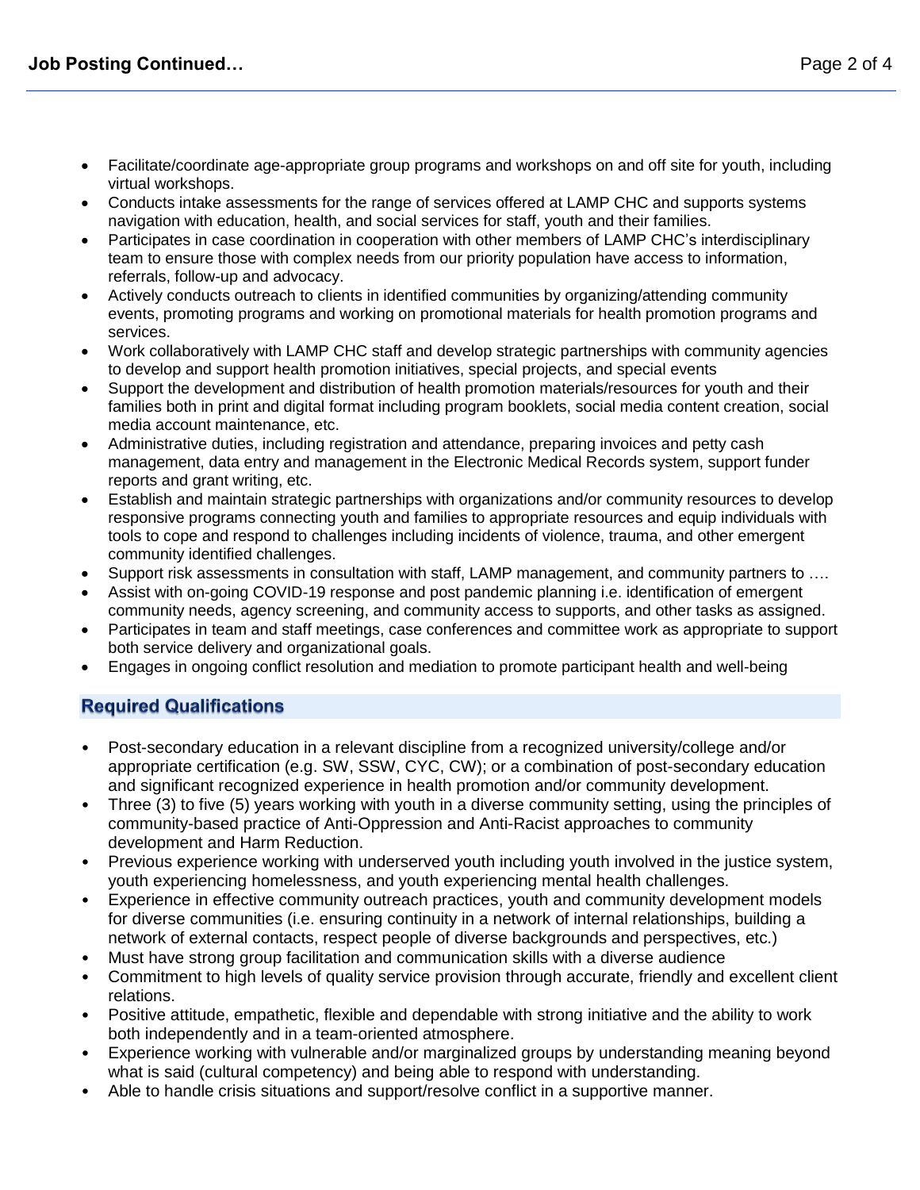- Facilitate/coordinate age-appropriate group programs and workshops on and off site for youth, including virtual workshops.
- Conducts intake assessments for the range of services offered at LAMP CHC and supports systems navigation with education, health, and social services for staff, youth and their families.
- Participates in case coordination in cooperation with other members of LAMP CHC's interdisciplinary team to ensure those with complex needs from our priority population have access to information, referrals, follow-up and advocacy.
- Actively conducts outreach to clients in identified communities by organizing/attending community events, promoting programs and working on promotional materials for health promotion programs and services.
- Work collaboratively with LAMP CHC staff and develop strategic partnerships with community agencies to develop and support health promotion initiatives, special projects, and special events
- Support the development and distribution of health promotion materials/resources for youth and their families both in print and digital format including program booklets, social media content creation, social media account maintenance, etc.
- Administrative duties, including registration and attendance, preparing invoices and petty cash management, data entry and management in the Electronic Medical Records system, support funder reports and grant writing, etc.
- Establish and maintain strategic partnerships with organizations and/or community resources to develop responsive programs connecting youth and families to appropriate resources and equip individuals with tools to cope and respond to challenges including incidents of violence, trauma, and other emergent community identified challenges.
- Support risk assessments in consultation with staff, LAMP management, and community partners to ….
- Assist with on-going COVID-19 response and post pandemic planning i.e. identification of emergent community needs, agency screening, and community access to supports, and other tasks as assigned.
- Participates in team and staff meetings, case conferences and committee work as appropriate to support both service delivery and organizational goals.
- Engages in ongoing conflict resolution and mediation to promote participant health and well-being

## Required Qualifications

- Post-secondary education in a relevant discipline from a recognized university/college and/or appropriate certification (e.g. SW, SSW, CYC, CW); or a combination of post-secondary education and significant recognized experience in health promotion and/or community development.
- Three (3) to five (5) years working with youth in a diverse community setting, using the principles of community-based practice of Anti-Oppression and Anti-Racist approaches to community development and Harm Reduction.
- Previous experience working with underserved youth including youth involved in the justice system, youth experiencing homelessness, and youth experiencing mental health challenges.
- Experience in effective community outreach practices, youth and community development models for diverse communities (i.e. ensuring continuity in a network of internal relationships, building a network of external contacts, respect people of diverse backgrounds and perspectives, etc.)
- Must have strong group facilitation and communication skills with a diverse audience
- Commitment to high levels of quality service provision through accurate, friendly and excellent client relations.
- Positive attitude, empathetic, flexible and dependable with strong initiative and the ability to work both independently and in a team-oriented atmosphere.
- Experience working with vulnerable and/or marginalized groups by understanding meaning beyond what is said (cultural competency) and being able to respond with understanding.
- Able to handle crisis situations and support/resolve conflict in a supportive manner.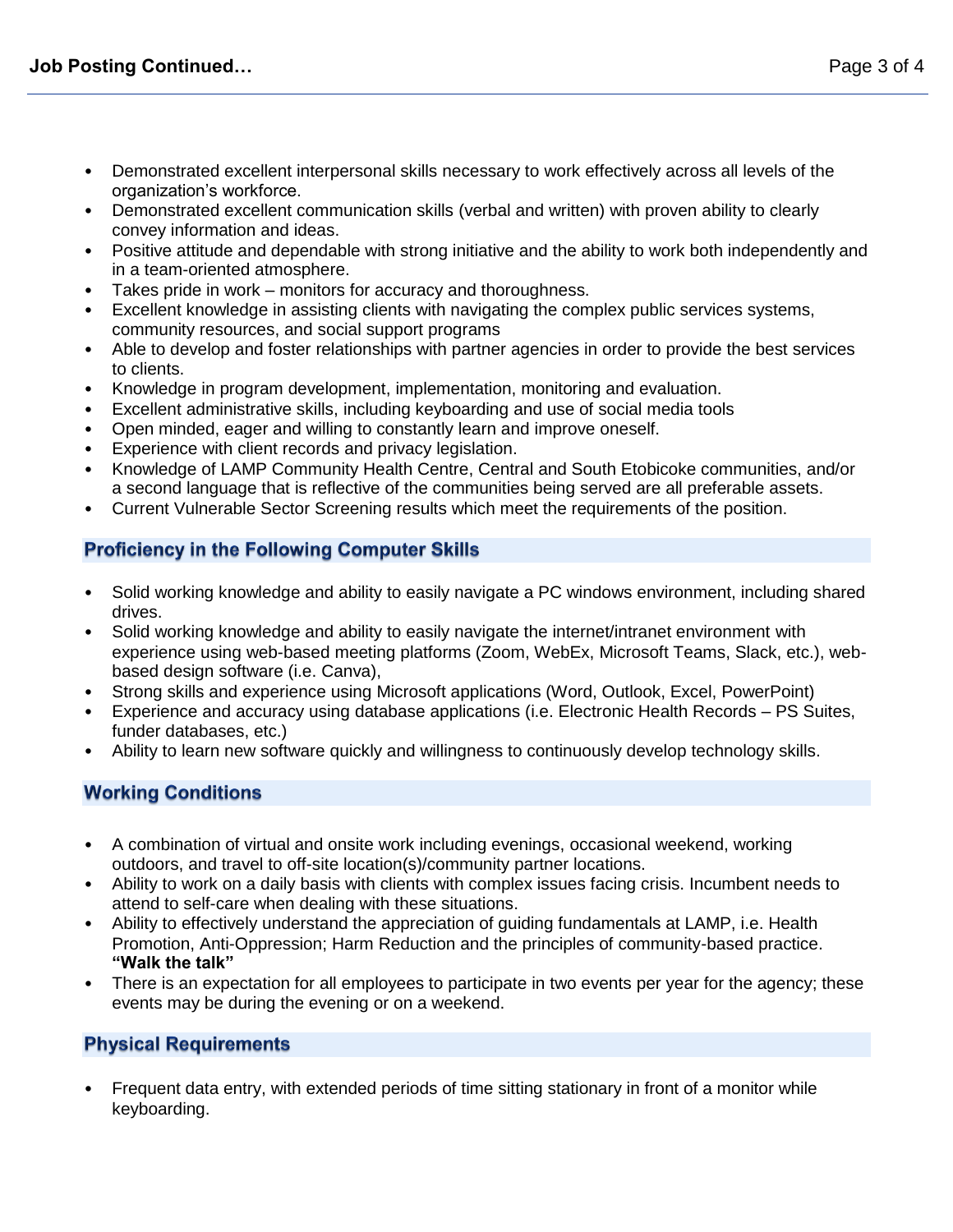- Demonstrated excellent interpersonal skills necessary to work effectively across all levels of the organization's workforce.
- Demonstrated excellent communication skills (verbal and written) with proven ability to clearly convey information and ideas.
- Positive attitude and dependable with strong initiative and the ability to work both independently and in a team-oriented atmosphere.
- Takes pride in work – monitors for accuracy and thoroughness.
- Excellent knowledge in assisting clients with navigating the complex public services systems, community resources, and social support programs
- Able to develop and foster relationships with partner agencies in order to provide the best services to clients.
- Knowledge in program development, implementation, monitoring and evaluation.
- Excellent administrative skills, including keyboarding and use of social media tools
- Open minded, eager and willing to constantly learn and improve oneself.
- Experience with client records and privacy legislation.
- Knowledge of LAMP Community Health Centre, Central and South Etobicoke communities, and/or a second language that is reflective of the communities being served are all preferable assets.
- Current Vulnerable Sector Screening results which meet the requirements of the position.

## Proficiency in the Following Computer Skills

- Solid working knowledge and ability to easily navigate a PC windows environment, including shared drives.
- Solid working knowledge and ability to easily navigate the internet/intranet environment with experience using web-based meeting platforms (Zoom, WebEx, Microsoft Teams, Slack, etc.), web-based design software (i.e. Canva),
- Strong skills and experience using Microsoft applications (Word, Outlook, Excel, PowerPoint)
- Experience and accuracy using database applications (i.e. Electronic Health Records – PS Suites, funder databases, etc.)
- Ability to learn new software quickly and willingness to continuously develop technology skills.

## Working Conditions

- A combination of virtual and onsite work including evenings, occasional weekend, working outdoors, and travel to off-site location(s)/community partner locations.
- Ability to work on a daily basis with clients with complex issues facing crisis. Incumbent needs to attend to self-care when dealing with these situations.
- Ability to effectively understand the appreciation of guiding fundamentals at LAMP, i.e. Health Promotion, Anti-Oppression; Harm Reduction and the principles of community-based practice. **"Walk the talk"**
- There is an expectation for all employees to participate in two events per year for the agency; these events may be during the evening or on a weekend.

## Physical Requirements

- Frequent data entry, with extended periods of time sitting stationary in front of a monitor while keyboarding.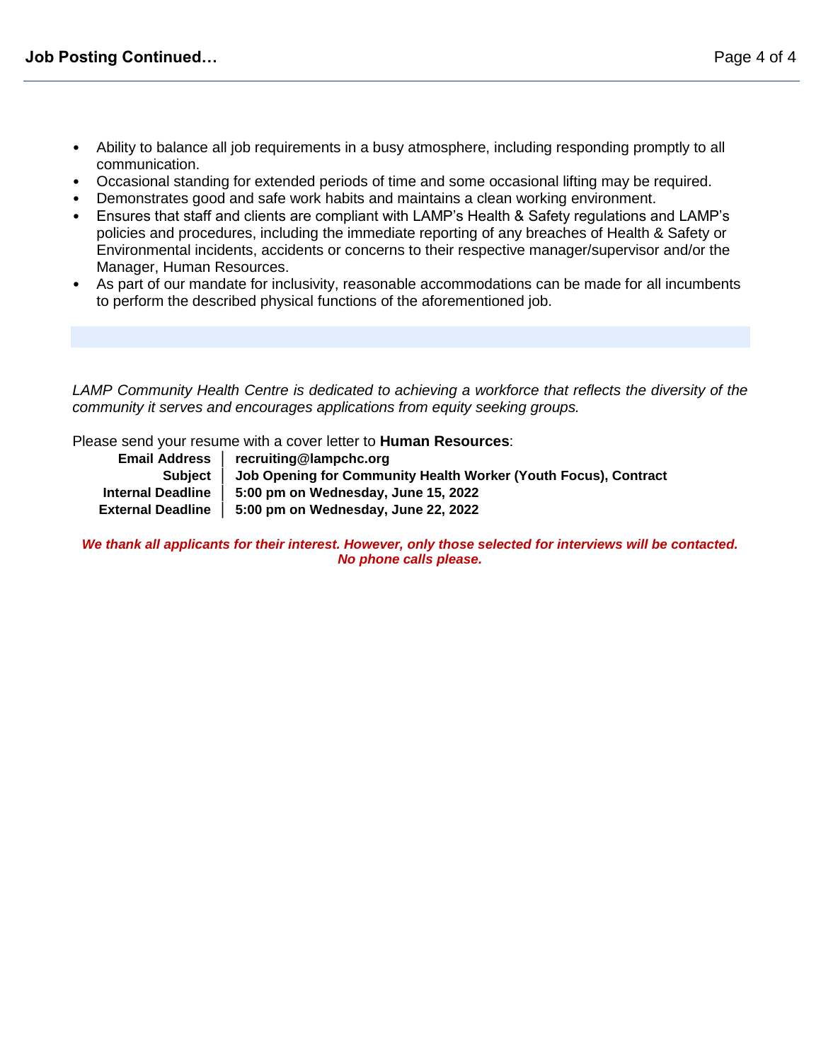- Ability to balance all job requirements in a busy atmosphere, including responding promptly to all communication.
- Occasional standing for extended periods of time and some occasional lifting may be required.
- Demonstrates good and safe work habits and maintains a clean working environment.
- Ensures that staff and clients are compliant with LAMP's Health & Safety regulations and LAMP's policies and procedures, including the immediate reporting of any breaches of Health & Safety or Environmental incidents, accidents or concerns to their respective manager/supervisor and/or the Manager, Human Resources.
- As part of our mandate for inclusivity, reasonable accommodations can be made for all incumbents to perform the described physical functions of the aforementioned job.

*LAMP Community Health Centre is dedicated to achieving a workforce that reflects the diversity of the community it serves and encourages applications from equity seeking groups.*

Please send your resume with a cover letter to **Human Resources**:

| | |
|---|---|
| **Email Address** | **recruiting@lampchc.org** |
| **Subject** | **Job Opening for Community Health Worker (Youth Focus), Contract** |
| **Internal Deadline** | **5:00 pm on Wednesday, June 15, 2022** |
| **External Deadline** | **5:00 pm on Wednesday, June 22, 2022** |

***We thank all applicants for their interest. However, only those selected for interviews will be contacted. No phone calls please.***